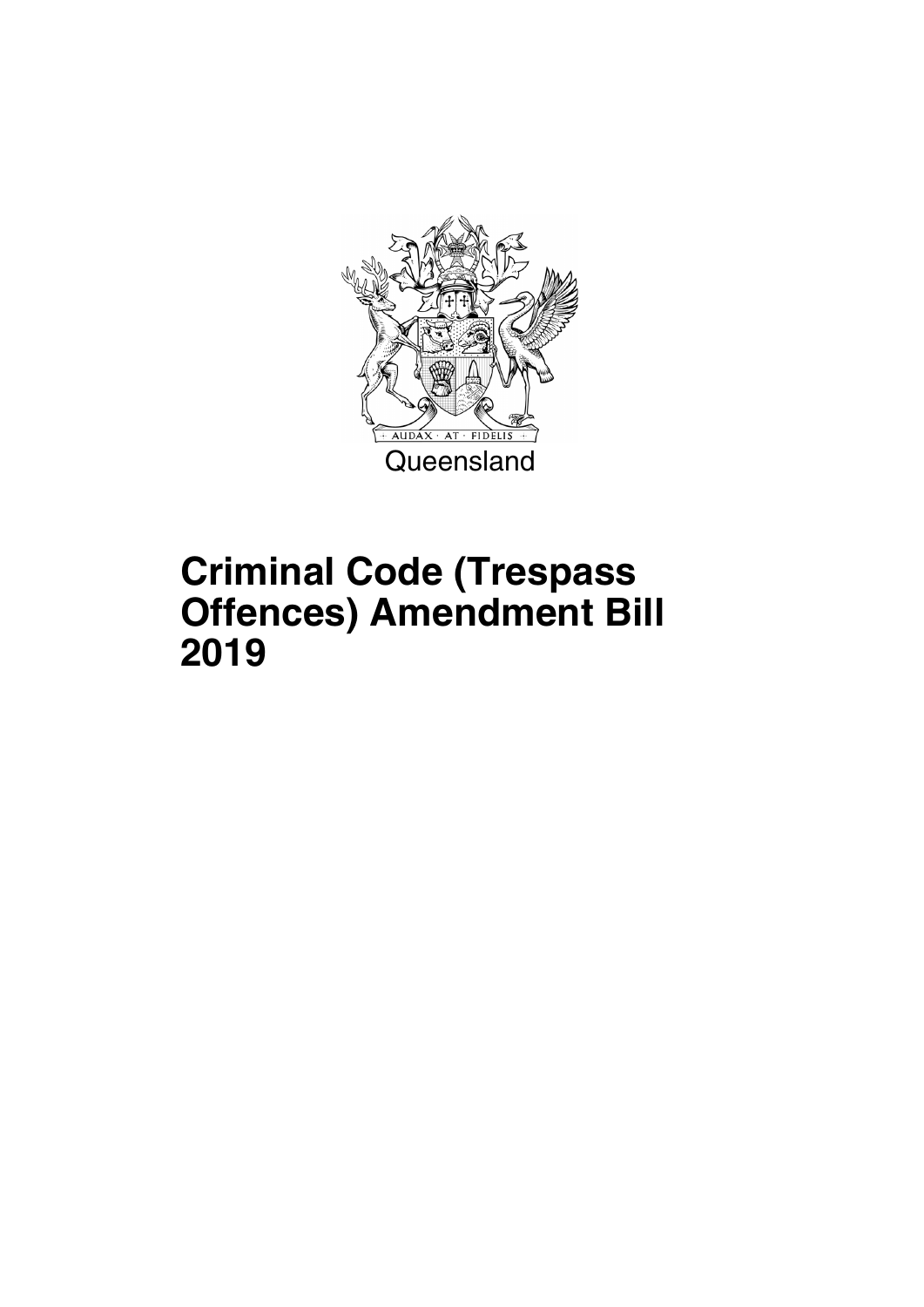Queensland

# Criminal Code (Trespass Offences) Amendment Bill 2019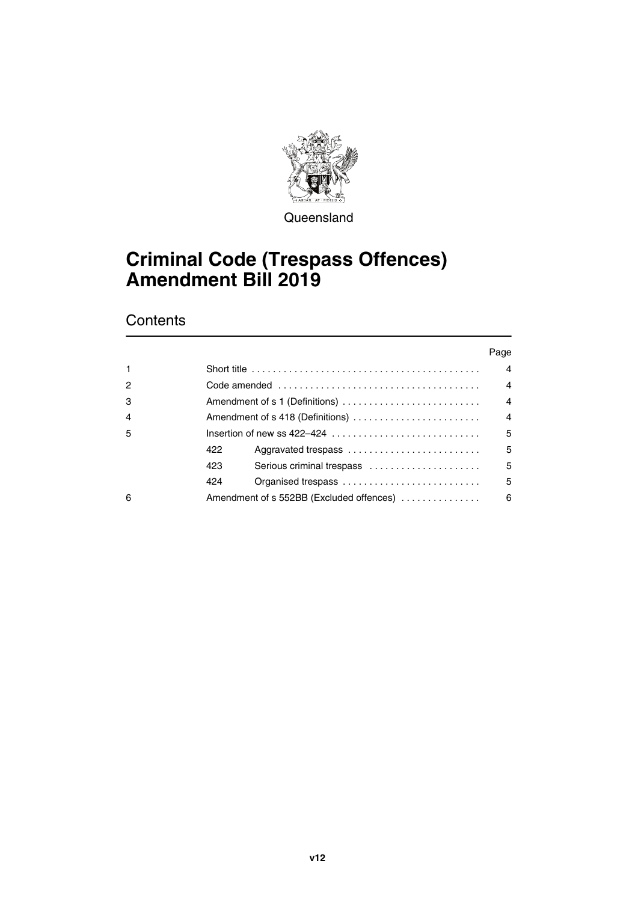Queensland

# Criminal Code (Trespass Offences) Amendment Bill 2019

## Contents

| | | | Page |
|---|---|---|---|
| 1 | Short title | | 4 |
| 2 | Code amended | | 4 |
| 3 | Amendment of s 1 (Definitions) | | 4 |
| 4 | Amendment of s 418 (Definitions) | | 4 |
| 5 | Insertion of new ss 422–424 | | 5 |
| | 422 | Aggravated trespass | 5 |
| | 423 | Serious criminal trespass | 5 |
| | 424 | Organised trespass | 5 |
| 6 | Amendment of s 552BB (Excluded offences) | | 6 |

v12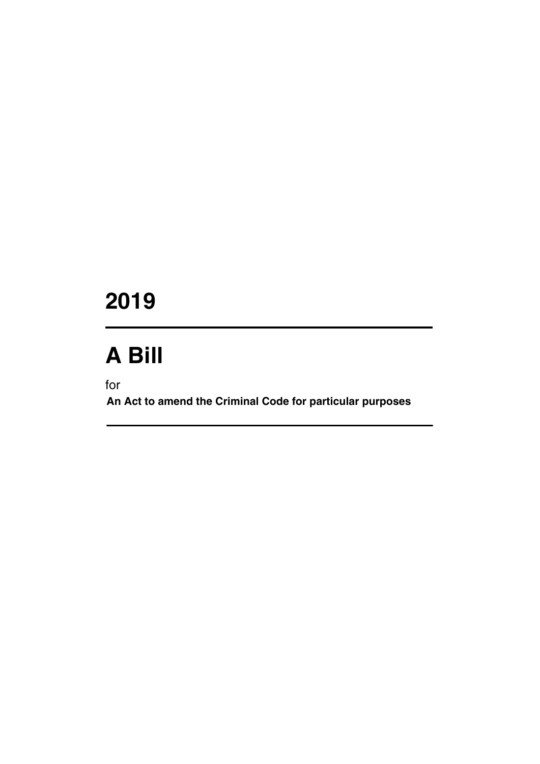# 2019

# A Bill

for

**An Act to amend the Criminal Code for particular purposes**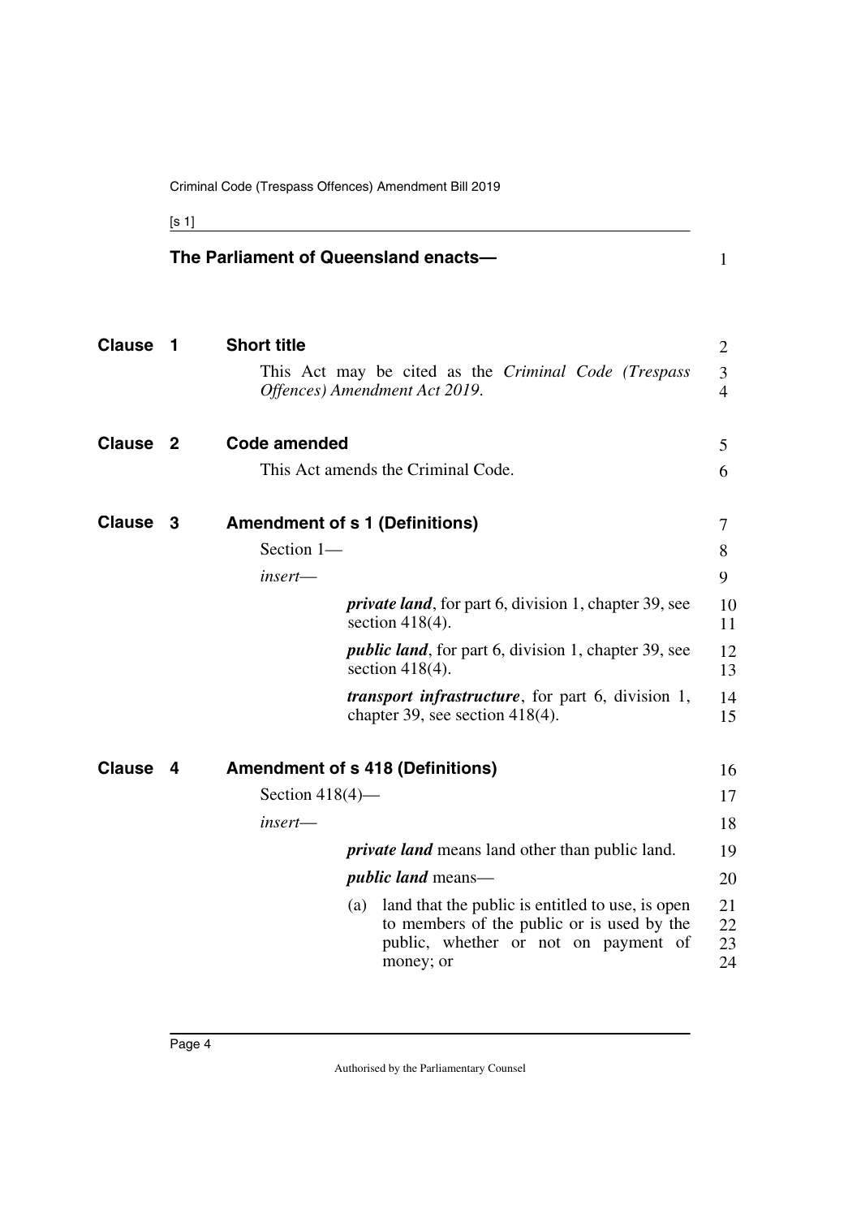**The Parliament of Queensland enacts—**

## Clause 1 Short title

This Act may be cited as the *Criminal Code (Trespass Offences) Amendment Act 2019*.

## Clause 2 Code amended

This Act amends the Criminal Code.

## Clause 3 Amendment of s 1 (Definitions)

Section 1—

*insert*—

> ***private land***, for part 6, division 1, chapter 39, see section 418(4).
>
> ***public land***, for part 6, division 1, chapter 39, see section 418(4).
>
> ***transport infrastructure***, for part 6, division 1, chapter 39, see section 418(4).

## Clause 4 Amendment of s 418 (Definitions)

Section 418(4)—

*insert*—

> ***private land*** means land other than public land.
>
> ***public land*** means—
>
> (a) land that the public is entitled to use, is open to members of the public or is used by the public, whether or not on payment of money; or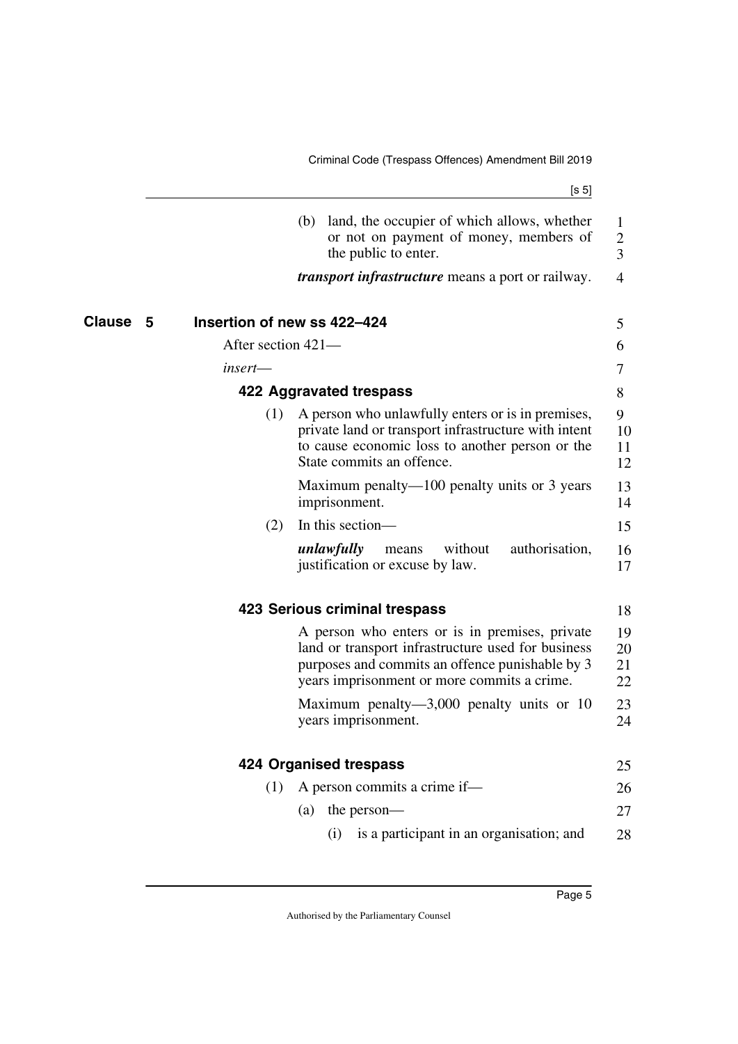(b) land, the occupier of which allows, whether or not on payment of money, members of the public to enter.

***transport infrastructure*** means a port or railway.

## Clause 5 Insertion of new ss 422–424

After section 421—

*insert*—

### 422 Aggravated trespass

(1) A person who unlawfully enters or is in premises, private land or transport infrastructure with intent to cause economic loss to another person or the State commits an offence.

Maximum penalty—100 penalty units or 3 years imprisonment.

(2) In this section—

***unlawfully*** means without authorisation, justification or excuse by law.

### 423 Serious criminal trespass

A person who enters or is in premises, private land or transport infrastructure used for business purposes and commits an offence punishable by 3 years imprisonment or more commits a crime.

Maximum penalty—3,000 penalty units or 10 years imprisonment.

### 424 Organised trespass

(1) A person commits a crime if—

(a) the person—

(i) is a participant in an organisation; and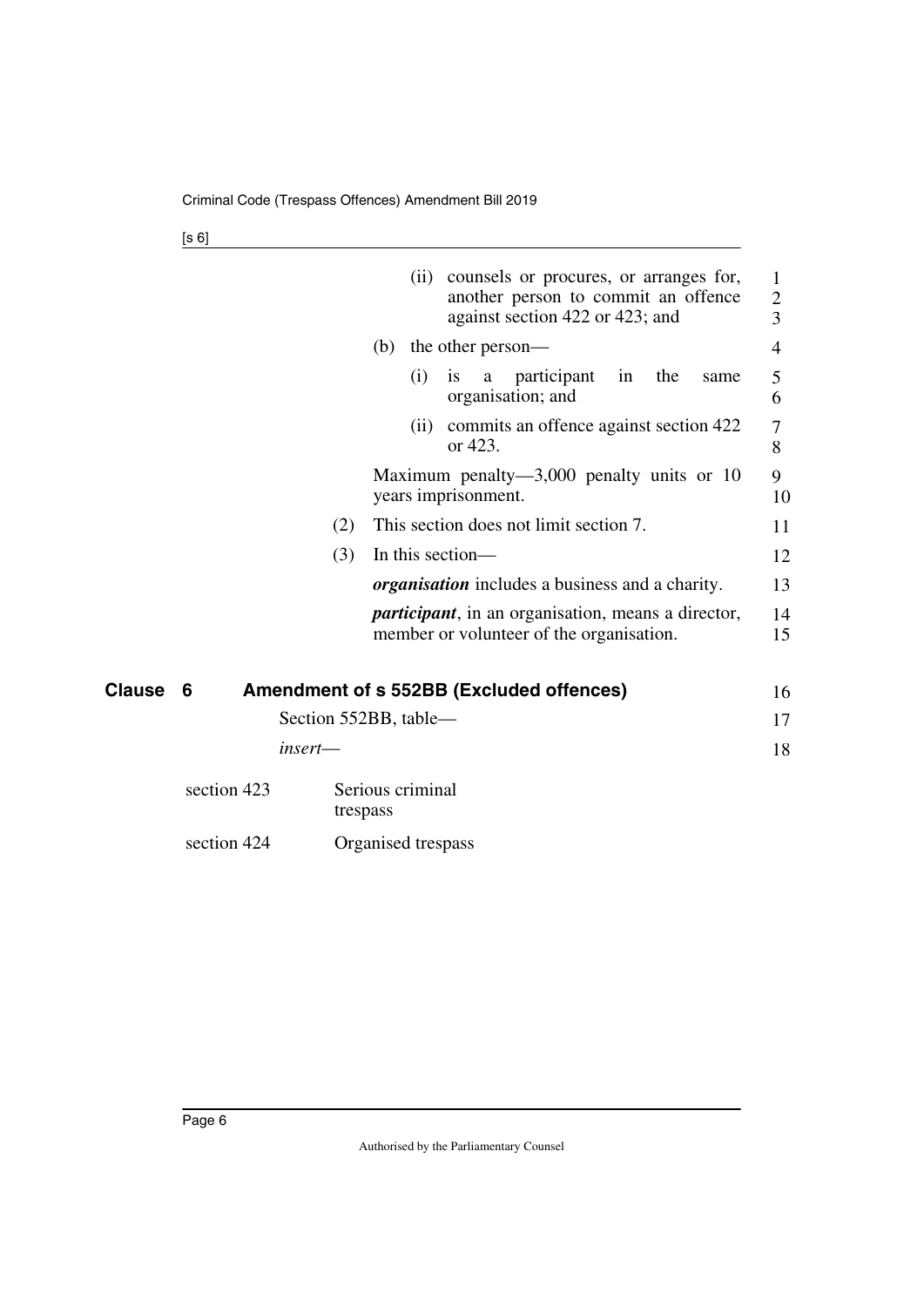(ii) counsels or procures, or arranges for, another person to commit an offence against section 422 or 423; and

(b) the other person—

(i) is a participant in the same organisation; and

(ii) commits an offence against section 422 or 423.

Maximum penalty—3,000 penalty units or 10 years imprisonment.

(2) This section does not limit section 7.

(3) In this section—

***organisation*** includes a business and a charity.

***participant***, in an organisation, means a director, member or volunteer of the organisation.

## Clause 6 Amendment of s 552BB (Excluded offences)

Section 552BB, table—

*insert*—

| | |
|---|---|
| section 423 | Serious criminal trespass |
| section 424 | Organised trespass |